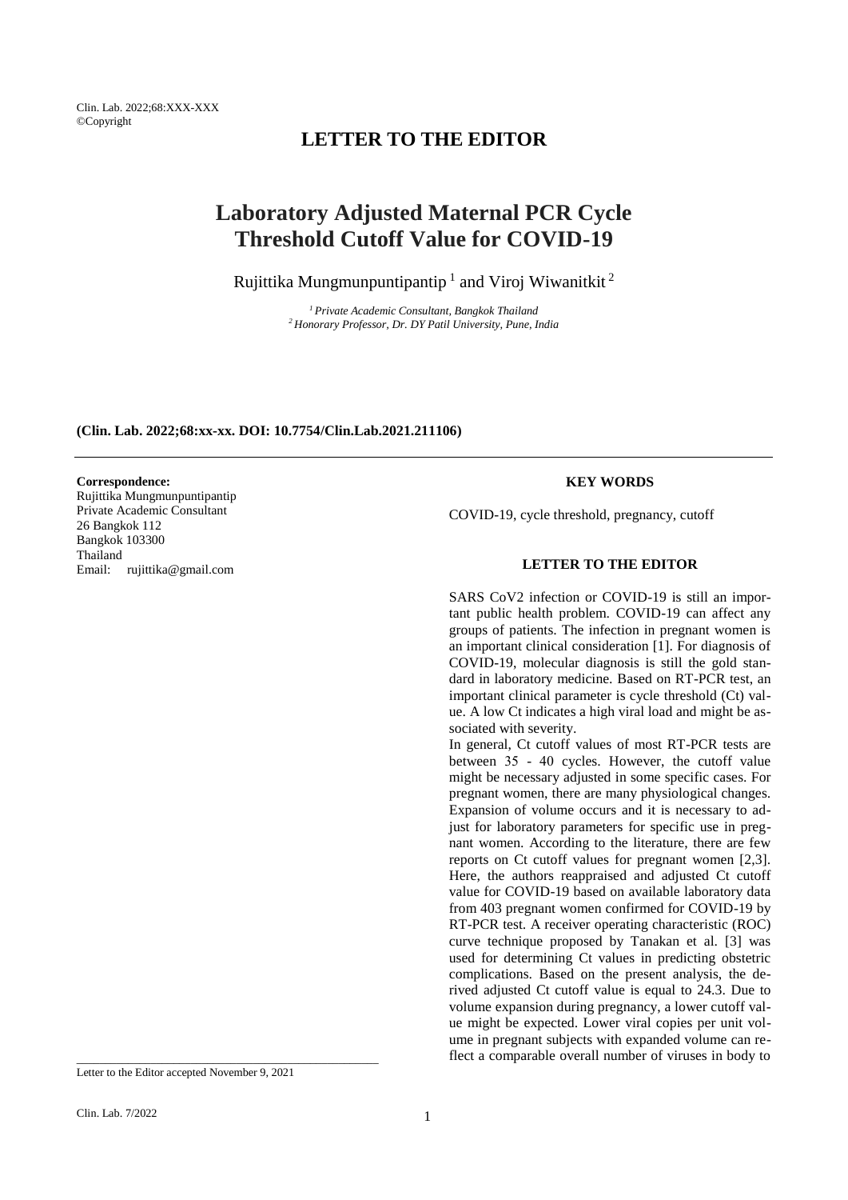# LETTER TO THE EDITOR

# Laboratory Adjusted Maternal PCR Cycle Threshold Cutoff Value for COVID-19

Rujittika Mungmunpuntipantip [1] and Viroj Wiwanitkit [2]

*[1] Private Academic Consultant, Bangkok Thailand*
*[2] Honorary Professor, Dr. DY Patil University, Pune, India*

**(Clin. Lab. 2022;68:xx-xx. DOI: 10.7754/Clin.Lab.2021.211106)**

**Correspondence:**
Rujittika Mungmunpuntipantip
Private Academic Consultant
26 Bangkok 112
Bangkok 103300
Thailand
Email: rujittika@gmail.com

#### KEY WORDS

COVID-19, cycle threshold, pregnancy, cutoff

#### LETTER TO THE EDITOR

SARS CoV2 infection or COVID-19 is still an important public health problem. COVID-19 can affect any groups of patients. The infection in pregnant women is an important clinical consideration [1]. For diagnosis of COVID-19, molecular diagnosis is still the gold standard in laboratory medicine. Based on RT-PCR test, an important clinical parameter is cycle threshold (Ct) value. A low Ct indicates a high viral load and might be associated with severity.

In general, Ct cutoff values of most RT-PCR tests are between 35 - 40 cycles. However, the cutoff value might be necessary adjusted in some specific cases. For pregnant women, there are many physiological changes. Expansion of volume occurs and it is necessary to adjust for laboratory parameters for specific use in pregnant women. According to the literature, there are few reports on Ct cutoff values for pregnant women [2,3]. Here, the authors reappraised and adjusted Ct cutoff value for COVID-19 based on available laboratory data from 403 pregnant women confirmed for COVID-19 by RT-PCR test. A receiver operating characteristic (ROC) curve technique proposed by Tanakan et al. [3] was used for determining Ct values in predicting obstetric complications. Based on the present analysis, the derived adjusted Ct cutoff value is equal to 24.3. Due to volume expansion during pregnancy, a lower cutoff value might be expected. Lower viral copies per unit volume in pregnant subjects with expanded volume can reflect a comparable overall number of viruses in body to

Letter to the Editor accepted November 9, 2021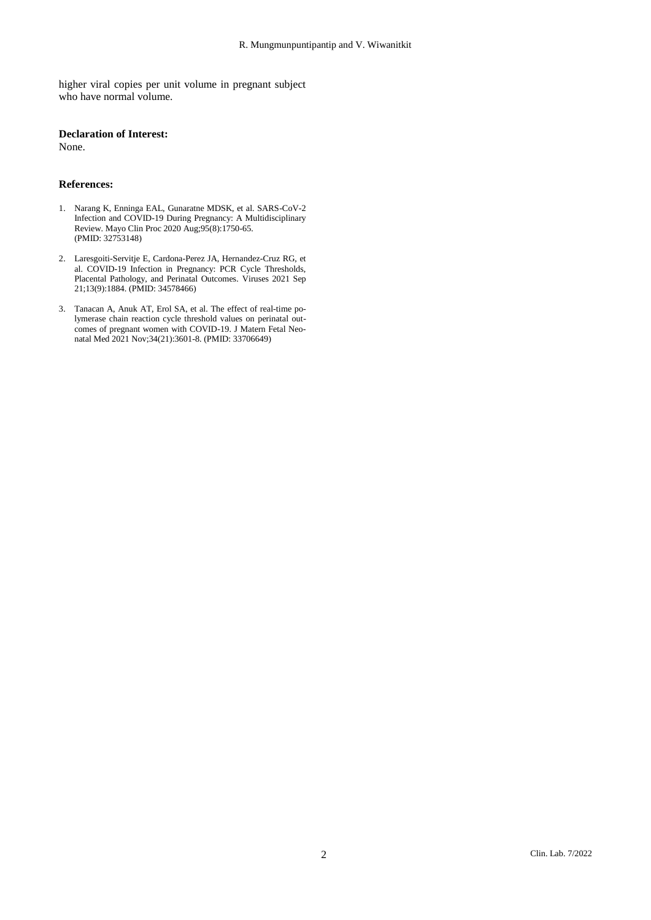higher viral copies per unit volume in pregnant subject who have normal volume.

**Declaration of Interest:**

None.

**References:**

1. Narang K, Enninga EAL, Gunaratne MDSK, et al. SARS-CoV-2 Infection and COVID-19 During Pregnancy: A Multidisciplinary Review. Mayo Clin Proc 2020 Aug;95(8):1750-65. (PMID: 32753148)

2. Laresgoiti-Servitje E, Cardona-Perez JA, Hernandez-Cruz RG, et al. COVID-19 Infection in Pregnancy: PCR Cycle Thresholds, Placental Pathology, and Perinatal Outcomes. Viruses 2021 Sep 21;13(9):1884. (PMID: 34578466)

3. Tanacan A, Anuk AT, Erol SA, et al. The effect of real-time polymerase chain reaction cycle threshold values on perinatal outcomes of pregnant women with COVID-19. J Matern Fetal Neonatal Med 2021 Nov;34(21):3601-8. (PMID: 33706649)